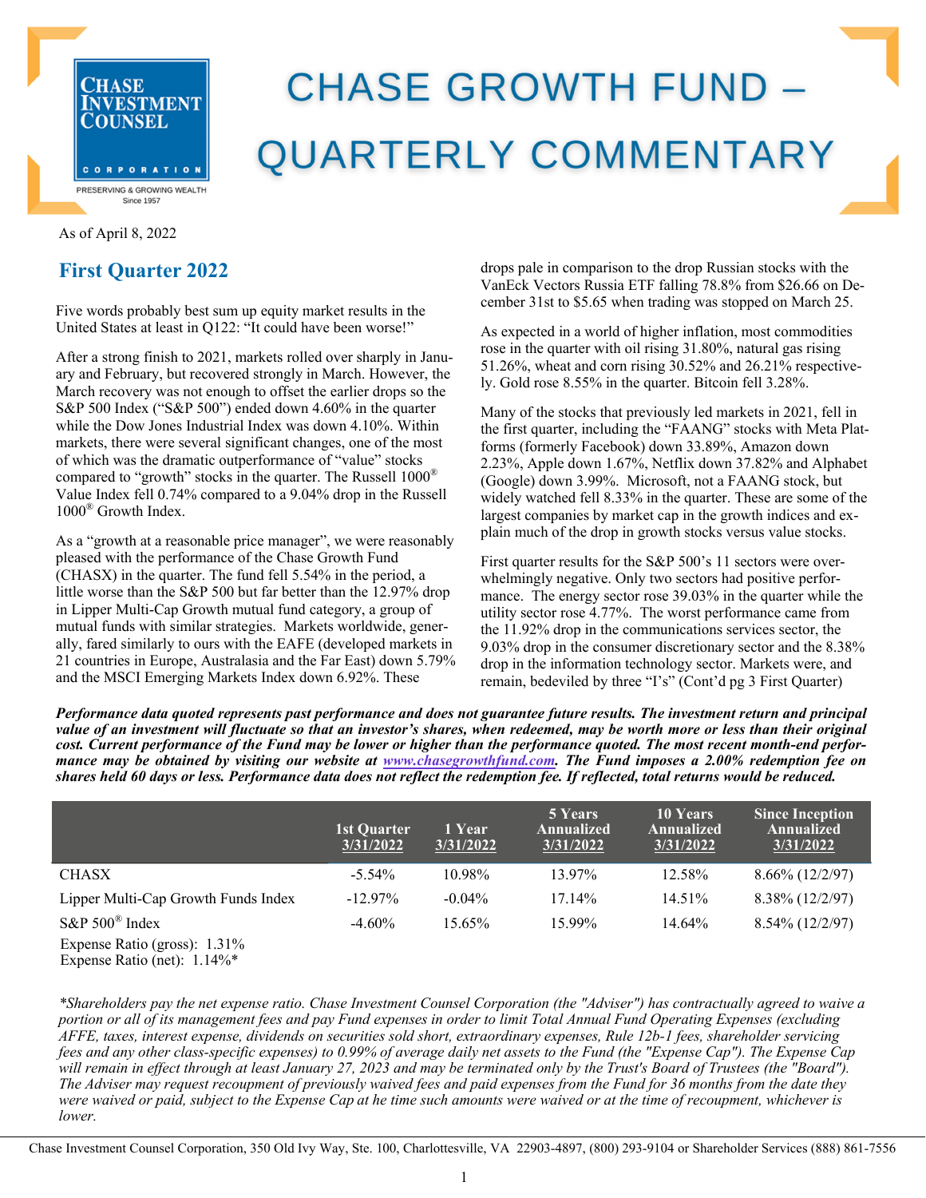# CHASE GROWTH FUND – QUARTERLY COMMENTARY

Chase Investment Counsel Corporation
PRESERVING & GROWING WEALTH
Since 1957

As of April 8, 2022

## First Quarter 2022

Five words probably best sum up equity market results in the United States at least in Q122: "It could have been worse!"

After a strong finish to 2021, markets rolled over sharply in January and February, but recovered strongly in March. However, the March recovery was not enough to offset the earlier drops so the S&P 500 Index ("S&P 500") ended down 4.60% in the quarter while the Dow Jones Industrial Index was down 4.10%. Within markets, there were several significant changes, one of the most of which was the dramatic outperformance of "value" stocks compared to "growth" stocks in the quarter. The Russell 1000® Value Index fell 0.74% compared to a 9.04% drop in the Russell 1000® Growth Index.

As a "growth at a reasonable price manager", we were reasonably pleased with the performance of the Chase Growth Fund (CHASX) in the quarter. The fund fell 5.54% in the period, a little worse than the S&P 500 but far better than the 12.97% drop in Lipper Multi-Cap Growth mutual fund category, a group of mutual funds with similar strategies. Markets worldwide, generally, fared similarly to ours with the EAFE (developed markets in 21 countries in Europe, Australasia and the Far East) down 5.79% and the MSCI Emerging Markets Index down 6.92%. These drops pale in comparison to the drop Russian stocks with the VanEck Vectors Russia ETF falling 78.8% from $26.66 on December 31st to $5.65 when trading was stopped on March 25.

As expected in a world of higher inflation, most commodities rose in the quarter with oil rising 31.80%, natural gas rising 51.26%, wheat and corn rising 30.52% and 26.21% respectively. Gold rose 8.55% in the quarter. Bitcoin fell 3.28%.

Many of the stocks that previously led markets in 2021, fell in the first quarter, including the "FAANG" stocks with Meta Platforms (formerly Facebook) down 33.89%, Amazon down 2.23%, Apple down 1.67%, Netflix down 37.82% and Alphabet (Google) down 3.99%. Microsoft, not a FAANG stock, but widely watched fell 8.33% in the quarter. These are some of the largest companies by market cap in the growth indices and explain much of the drop in growth stocks versus value stocks.

First quarter results for the S&P 500's 11 sectors were overwhelmingly negative. Only two sectors had positive performance. The energy sector rose 39.03% in the quarter while the utility sector rose 4.77%. The worst performance came from the 11.92% drop in the communications services sector, the 9.03% drop in the consumer discretionary sector and the 8.38% drop in the information technology sector. Markets were, and remain, bedeviled by three "I's" (Cont'd pg 3 First Quarter)

***Performance data quoted represents past performance and does not guarantee future results. The investment return and principal value of an investment will fluctuate so that an investor's shares, when redeemed, may be worth more or less than their original cost. Current performance of the Fund may be lower or higher than the performance quoted. The most recent month-end performance may be obtained by visiting our website at www.chasegrowthfund.com. The Fund imposes a 2.00% redemption fee on shares held 60 days or less. Performance data does not reflect the redemption fee. If reflected, total returns would be reduced.***

| | 1st Quarter 3/31/2022 | 1 Year 3/31/2022 | 5 Years Annualized 3/31/2022 | 10 Years Annualized 3/31/2022 | Since Inception Annualized 3/31/2022 |
|---|---|---|---|---|---|
| CHASX | -5.54% | 10.98% | 13.97% | 12.58% | 8.66% (12/2/97) |
| Lipper Multi-Cap Growth Funds Index | -12.97% | -0.04% | 17.14% | 14.51% | 8.38% (12/2/97) |
| S&P 500® Index | -4.60% | 15.65% | 15.99% | 14.64% | 8.54% (12/2/97) |

Expense Ratio (gross): 1.31%
Expense Ratio (net): 1.14%*

*\*Shareholders pay the net expense ratio. Chase Investment Counsel Corporation (the "Adviser") has contractually agreed to waive a portion or all of its management fees and pay Fund expenses in order to limit Total Annual Fund Operating Expenses (excluding AFFE, taxes, interest expense, dividends on securities sold short, extraordinary expenses, Rule 12b-1 fees, shareholder servicing fees and any other class-specific expenses) to 0.99% of average daily net assets to the Fund (the "Expense Cap"). The Expense Cap will remain in effect through at least January 27, 2023 and may be terminated only by the Trust's Board of Trustees (the "Board"). The Adviser may request recoupment of previously waived fees and paid expenses from the Fund for 36 months from the date they were waived or paid, subject to the Expense Cap at he time such amounts were waived or at the time of recoupment, whichever is lower.*

Chase Investment Counsel Corporation, 350 Old Ivy Way, Ste. 100, Charlottesville, VA 22903-4897, (800) 293-9104 or Shareholder Services (888) 861-7556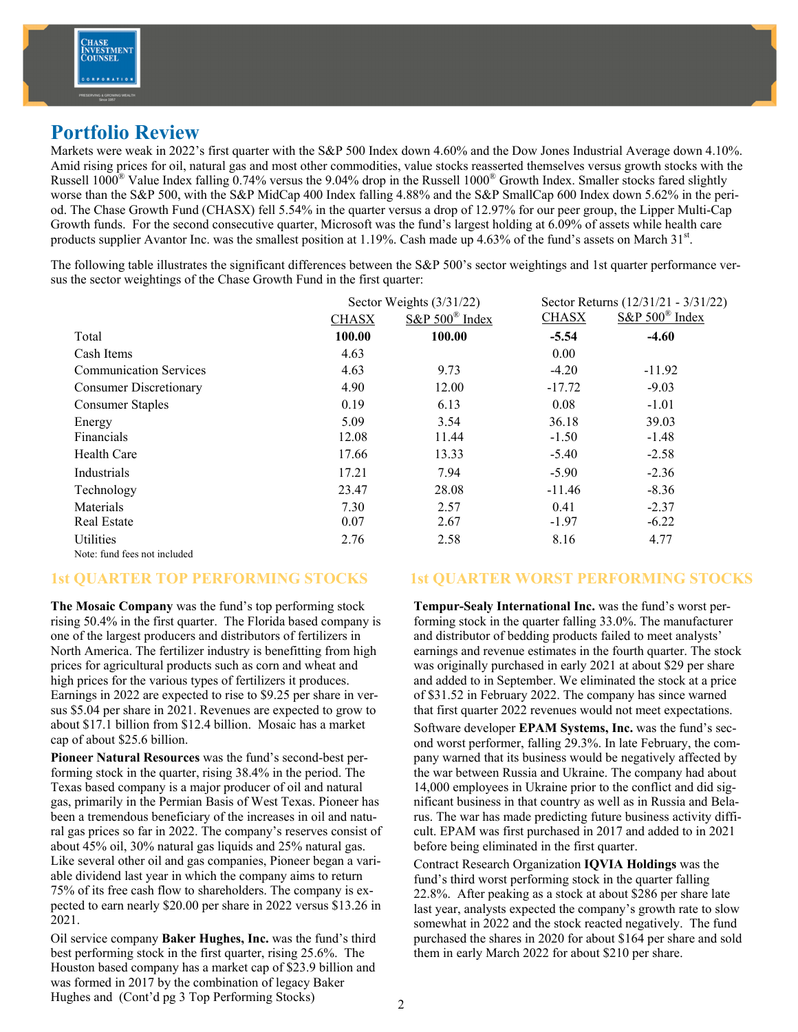## Portfolio Review

Markets were weak in 2022's first quarter with the S&P 500 Index down 4.60% and the Dow Jones Industrial Average down 4.10%. Amid rising prices for oil, natural gas and most other commodities, value stocks reasserted themselves versus growth stocks with the Russell 1000® Value Index falling 0.74% versus the 9.04% drop in the Russell 1000® Growth Index. Smaller stocks fared slightly worse than the S&P 500, with the S&P MidCap 400 Index falling 4.88% and the S&P SmallCap 600 Index down 5.62% in the period. The Chase Growth Fund (CHASX) fell 5.54% in the quarter versus a drop of 12.97% for our peer group, the Lipper Multi-Cap Growth funds. For the second consecutive quarter, Microsoft was the fund's largest holding at 6.09% of assets while health care products supplier Avantor Inc. was the smallest position at 1.19%. Cash made up 4.63% of the fund's assets on March 31st.

The following table illustrates the significant differences between the S&P 500's sector weightings and 1st quarter performance versus the sector weightings of the Chase Growth Fund in the first quarter:

| | Sector Weights (3/31/22) | | Sector Returns (12/31/21 - 3/31/22) | |
|---|---|---|---|---|
| | CHASX | S&P 500® Index | CHASX | S&P 500® Index |
| Total | **100.00** | **100.00** | **-5.54** | **-4.60** |
| Cash Items | 4.63 | | 0.00 | |
| Communication Services | 4.63 | 9.73 | -4.20 | -11.92 |
| Consumer Discretionary | 4.90 | 12.00 | -17.72 | -9.03 |
| Consumer Staples | 0.19 | 6.13 | 0.08 | -1.01 |
| Energy | 5.09 | 3.54 | 36.18 | 39.03 |
| Financials | 12.08 | 11.44 | -1.50 | -1.48 |
| Health Care | 17.66 | 13.33 | -5.40 | -2.58 |
| Industrials | 17.21 | 7.94 | -5.90 | -2.36 |
| Technology | 23.47 | 28.08 | -11.46 | -8.36 |
| Materials | 7.30 | 2.57 | 0.41 | -2.37 |
| Real Estate | 0.07 | 2.67 | -1.97 | -6.22 |
| Utilities | 2.76 | 2.58 | 8.16 | 4.77 |

Note: fund fees not included

### 1st QUARTER TOP PERFORMING STOCKS

**The Mosaic Company** was the fund's top performing stock rising 50.4% in the first quarter. The Florida based company is one of the largest producers and distributors of fertilizers in North America. The fertilizer industry is benefitting from high prices for agricultural products such as corn and wheat and high prices for the various types of fertilizers it produces. Earnings in 2022 are expected to rise to $9.25 per share in versus $5.04 per share in 2021. Revenues are expected to grow to about $17.1 billion from $12.4 billion. Mosaic has a market cap of about $25.6 billion.

**Pioneer Natural Resources** was the fund's second-best performing stock in the quarter, rising 38.4% in the period. The Texas based company is a major producer of oil and natural gas, primarily in the Permian Basis of West Texas. Pioneer has been a tremendous beneficiary of the increases in oil and natural gas prices so far in 2022. The company's reserves consist of about 45% oil, 30% natural gas liquids and 25% natural gas. Like several other oil and gas companies, Pioneer began a variable dividend last year in which the company aims to return 75% of its free cash flow to shareholders. The company is expected to earn nearly $20.00 per share in 2022 versus $13.26 in 2021.

Oil service company **Baker Hughes, Inc.** was the fund's third best performing stock in the first quarter, rising 25.6%. The Houston based company has a market cap of $23.9 billion and was formed in 2017 by the combination of legacy Baker Hughes and (Cont'd pg 3 Top Performing Stocks)

### 1st QUARTER WORST PERFORMING STOCKS

**Tempur-Sealy International Inc.** was the fund's worst performing stock in the quarter falling 33.0%. The manufacturer and distributor of bedding products failed to meet analysts' earnings and revenue estimates in the fourth quarter. The stock was originally purchased in early 2021 at about $29 per share and added to in September. We eliminated the stock at a price of $31.52 in February 2022. The company has since warned that first quarter 2022 revenues would not meet expectations.

Software developer **EPAM Systems, Inc.** was the fund's second worst performer, falling 29.3%. In late February, the company warned that its business would be negatively affected by the war between Russia and Ukraine. The company had about 14,000 employees in Ukraine prior to the conflict and did significant business in that country as well as in Russia and Belarus. The war has made predicting future business activity difficult. EPAM was first purchased in 2017 and added to in 2021 before being eliminated in the first quarter.

Contract Research Organization **IQVIA Holdings** was the fund's third worst performing stock in the quarter falling 22.8%. After peaking as a stock at about $286 per share late last year, analysts expected the company's growth rate to slow somewhat in 2022 and the stock reacted negatively. The fund purchased the shares in 2020 for about $164 per share and sold them in early March 2022 for about $210 per share.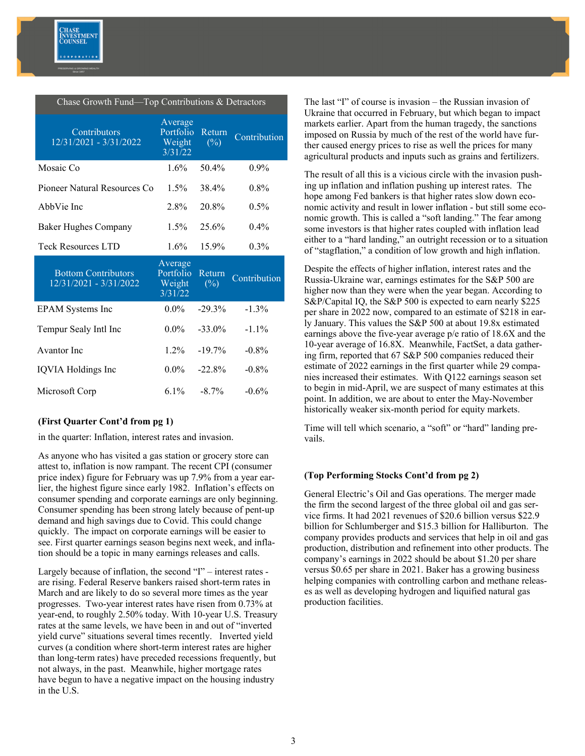## Chase Growth Fund—Top Contributions & Detractors

| Contributors 12/31/2021 - 3/31/2022 | Average Portfolio Weight 3/31/22 | Return (%) | Contribution |
|---|---|---|---|
| Mosaic Co | 1.6% | 50.4% | 0.9% |
| Pioneer Natural Resources Co | 1.5% | 38.4% | 0.8% |
| AbbVie Inc | 2.8% | 20.8% | 0.5% |
| Baker Hughes Company | 1.5% | 25.6% | 0.4% |
| Teck Resources LTD | 1.6% | 15.9% | 0.3% |

| Bottom Contributors 12/31/2021 - 3/31/2022 | Average Portfolio Weight 3/31/22 | Return (%) | Contribution |
|---|---|---|---|
| EPAM Systems Inc | 0.0% | -29.3% | -1.3% |
| Tempur Sealy Intl Inc | 0.0% | -33.0% | -1.1% |
| Avantor Inc | 1.2% | -19.7% | -0.8% |
| IQVIA Holdings Inc | 0.0% | -22.8% | -0.8% |
| Microsoft Corp | 6.1% | -8.7% | -0.6% |

**(First Quarter Cont'd from pg 1)**

in the quarter: Inflation, interest rates and invasion.

As anyone who has visited a gas station or grocery store can attest to, inflation is now rampant. The recent CPI (consumer price index) figure for February was up 7.9% from a year earlier, the highest figure since early 1982. Inflation's effects on consumer spending and corporate earnings are only beginning. Consumer spending has been strong lately because of pent-up demand and high savings due to Covid. This could change quickly. The impact on corporate earnings will be easier to see. First quarter earnings season begins next week, and inflation should be a topic in many earnings releases and calls.

Largely because of inflation, the second "I" – interest rates - are rising. Federal Reserve bankers raised short-term rates in March and are likely to do so several more times as the year progresses. Two-year interest rates have risen from 0.73% at year-end, to roughly 2.50% today. With 10-year U.S. Treasury rates at the same levels, we have been in and out of "inverted yield curve" situations several times recently. Inverted yield curves (a condition where short-term interest rates are higher than long-term rates) have preceded recessions frequently, but not always, in the past. Meanwhile, higher mortgage rates have begun to have a negative impact on the housing industry in the U.S.

The last "I" of course is invasion – the Russian invasion of Ukraine that occurred in February, but which began to impact markets earlier. Apart from the human tragedy, the sanctions imposed on Russia by much of the rest of the world have further caused energy prices to rise as well the prices for many agricultural products and inputs such as grains and fertilizers.

The result of all this is a vicious circle with the invasion pushing up inflation and inflation pushing up interest rates. The hope among Fed bankers is that higher rates slow down economic activity and result in lower inflation - but still some economic growth. This is called a "soft landing." The fear among some investors is that higher rates coupled with inflation lead either to a "hard landing," an outright recession or to a situation of "stagflation," a condition of low growth and high inflation.

Despite the effects of higher inflation, interest rates and the Russia-Ukraine war, earnings estimates for the S&P 500 are higher now than they were when the year began. According to S&P/Capital IQ, the S&P 500 is expected to earn nearly $225 per share in 2022 now, compared to an estimate of $218 in early January. This values the S&P 500 at about 19.8x estimated earnings above the five-year average p/e ratio of 18.6X and the 10-year average of 16.8X. Meanwhile, FactSet, a data gathering firm, reported that 67 S&P 500 companies reduced their estimate of 2022 earnings in the first quarter while 29 companies increased their estimates. With Q122 earnings season set to begin in mid-April, we are suspect of many estimates at this point. In addition, we are about to enter the May-November historically weaker six-month period for equity markets.

Time will tell which scenario, a "soft" or "hard" landing prevails.

**(Top Performing Stocks Cont'd from pg 2)**

General Electric's Oil and Gas operations. The merger made the firm the second largest of the three global oil and gas service firms. It had 2021 revenues of $20.6 billion versus $22.9 billion for Schlumberger and $15.3 billion for Halliburton. The company provides products and services that help in oil and gas production, distribution and refinement into other products. The company's earnings in 2022 should be about $1.20 per share versus $0.65 per share in 2021. Baker has a growing business helping companies with controlling carbon and methane releases as well as developing hydrogen and liquified natural gas production facilities.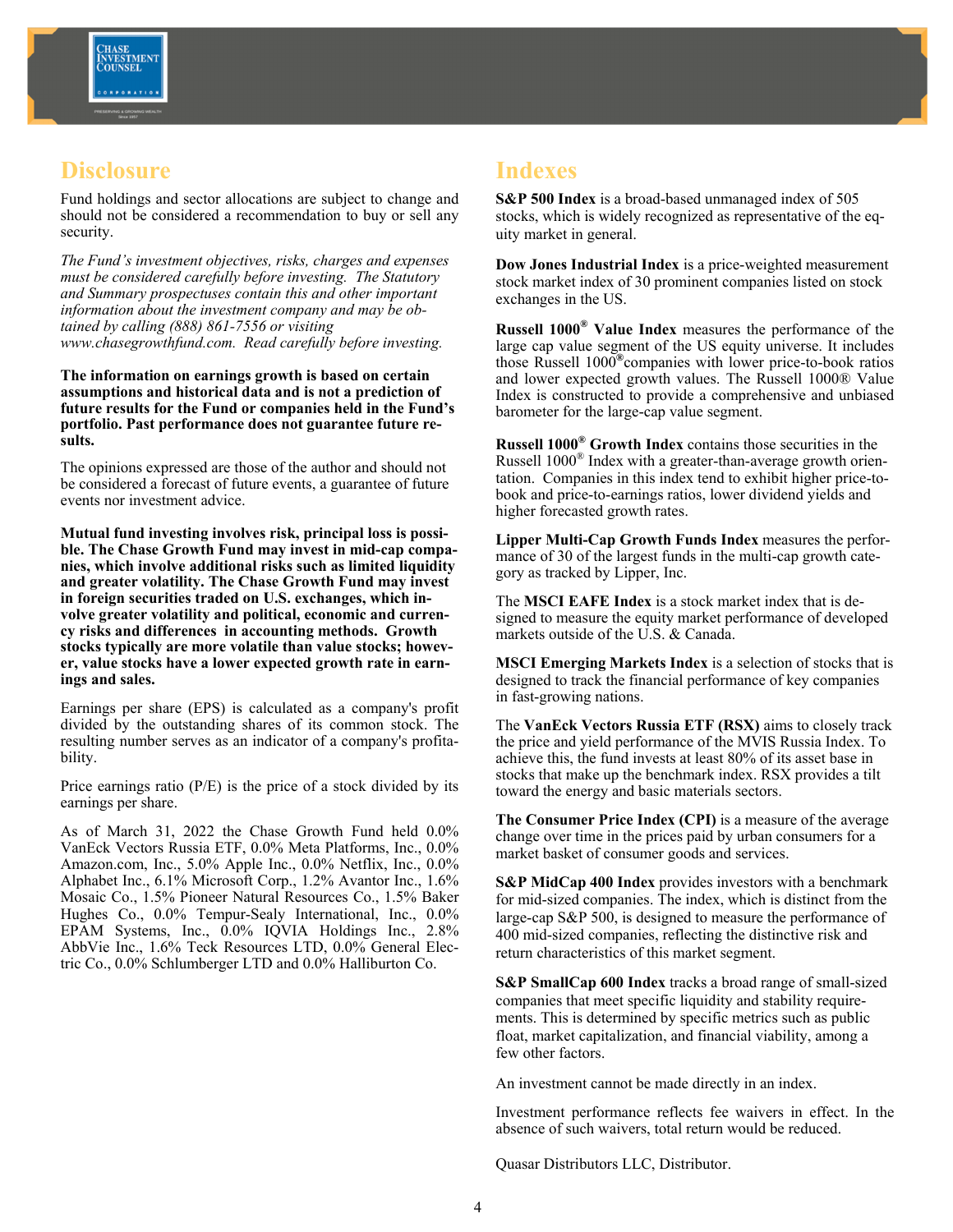## Disclosure

Fund holdings and sector allocations are subject to change and should not be considered a recommendation to buy or sell any security.

*The Fund's investment objectives, risks, charges and expenses must be considered carefully before investing. The Statutory and Summary prospectuses contain this and other important information about the investment company and may be obtained by calling (888) 861-7556 or visiting www.chasegrowthfund.com. Read carefully before investing.*

**The information on earnings growth is based on certain assumptions and historical data and is not a prediction of future results for the Fund or companies held in the Fund's portfolio. Past performance does not guarantee future results.**

The opinions expressed are those of the author and should not be considered a forecast of future events, a guarantee of future events nor investment advice.

**Mutual fund investing involves risk, principal loss is possible. The Chase Growth Fund may invest in mid-cap companies, which involve additional risks such as limited liquidity and greater volatility. The Chase Growth Fund may invest in foreign securities traded on U.S. exchanges, which involve greater volatility and political, economic and currency risks and differences in accounting methods. Growth stocks typically are more volatile than value stocks; however, value stocks have a lower expected growth rate in earnings and sales.**

Earnings per share (EPS) is calculated as a company's profit divided by the outstanding shares of its common stock. The resulting number serves as an indicator of a company's profitability.

Price earnings ratio (P/E) is the price of a stock divided by its earnings per share.

As of March 31, 2022 the Chase Growth Fund held 0.0% VanEck Vectors Russia ETF, 0.0% Meta Platforms, Inc., 0.0% Amazon.com, Inc., 5.0% Apple Inc., 0.0% Netflix, Inc., 0.0% Alphabet Inc., 6.1% Microsoft Corp., 1.2% Avantor Inc., 1.6% Mosaic Co., 1.5% Pioneer Natural Resources Co., 1.5% Baker Hughes Co., 0.0% Tempur-Sealy International, Inc., 0.0% EPAM Systems, Inc., 0.0% IQVIA Holdings Inc., 2.8% AbbVie Inc., 1.6% Teck Resources LTD, 0.0% General Electric Co., 0.0% Schlumberger LTD and 0.0% Halliburton Co.

## Indexes

**S&P 500 Index** is a broad-based unmanaged index of 505 stocks, which is widely recognized as representative of the equity market in general.

**Dow Jones Industrial Index** is a price-weighted measurement stock market index of 30 prominent companies listed on stock exchanges in the US.

**Russell 1000® Value Index** measures the performance of the large cap value segment of the US equity universe. It includes those Russell 1000® companies with lower price-to-book ratios and lower expected growth values. The Russell 1000® Value Index is constructed to provide a comprehensive and unbiased barometer for the large-cap value segment.

**Russell 1000® Growth Index** contains those securities in the Russell 1000® Index with a greater-than-average growth orientation. Companies in this index tend to exhibit higher price-to-book and price-to-earnings ratios, lower dividend yields and higher forecasted growth rates.

**Lipper Multi-Cap Growth Funds Index** measures the performance of 30 of the largest funds in the multi-cap growth category as tracked by Lipper, Inc.

The **MSCI EAFE Index** is a stock market index that is designed to measure the equity market performance of developed markets outside of the U.S. & Canada.

**MSCI Emerging Markets Index** is a selection of stocks that is designed to track the financial performance of key companies in fast-growing nations.

The **VanEck Vectors Russia ETF (RSX)** aims to closely track the price and yield performance of the MVIS Russia Index. To achieve this, the fund invests at least 80% of its asset base in stocks that make up the benchmark index. RSX provides a tilt toward the energy and basic materials sectors.

**The Consumer Price Index (CPI)** is a measure of the average change over time in the prices paid by urban consumers for a market basket of consumer goods and services.

**S&P MidCap 400 Index** provides investors with a benchmark for mid-sized companies. The index, which is distinct from the large-cap S&P 500, is designed to measure the performance of 400 mid-sized companies, reflecting the distinctive risk and return characteristics of this market segment.

**S&P SmallCap 600 Index** tracks a broad range of small-sized companies that meet specific liquidity and stability requirements. This is determined by specific metrics such as public float, market capitalization, and financial viability, among a few other factors.

An investment cannot be made directly in an index.

Investment performance reflects fee waivers in effect. In the absence of such waivers, total return would be reduced.

Quasar Distributors LLC, Distributor.